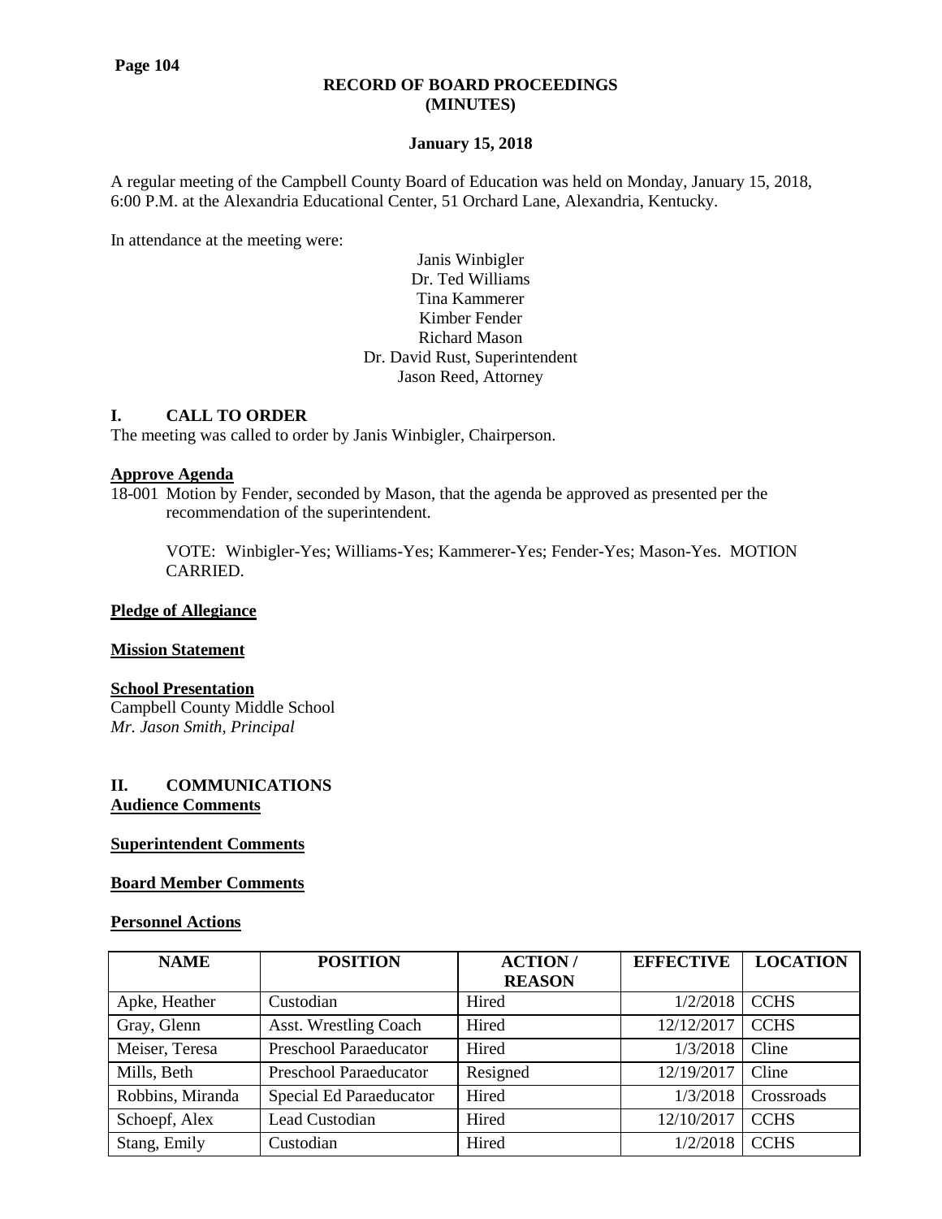**RECORD OF BOARD PROCEEDINGS**
**(MINUTES)**

**January 15, 2018**

A regular meeting of the Campbell County Board of Education was held on Monday, January 15, 2018, 6:00 P.M. at the Alexandria Educational Center, 51 Orchard Lane, Alexandria, Kentucky.

In attendance at the meeting were:

Janis Winbigler
Dr. Ted Williams
Tina Kammerer
Kimber Fender
Richard Mason
Dr. David Rust, Superintendent
Jason Reed, Attorney

## I. CALL TO ORDER

The meeting was called to order by Janis Winbigler, Chairperson.

**Approve Agenda**

18-001 Motion by Fender, seconded by Mason, that the agenda be approved as presented per the recommendation of the superintendent.

VOTE: Winbigler-Yes; Williams-Yes; Kammerer-Yes; Fender-Yes; Mason-Yes. MOTION CARRIED.

**Pledge of Allegiance**

**Mission Statement**

**School Presentation**

Campbell County Middle School
*Mr. Jason Smith, Principal*

## II. COMMUNICATIONS

**Audience Comments**

**Superintendent Comments**

**Board Member Comments**

**Personnel Actions**

| NAME | POSITION | ACTION / REASON | EFFECTIVE | LOCATION |
|---|---|---|---|---|
| Apke, Heather | Custodian | Hired | 1/2/2018 | CCHS |
| Gray, Glenn | Asst. Wrestling Coach | Hired | 12/12/2017 | CCHS |
| Meiser, Teresa | Preschool Paraeducator | Hired | 1/3/2018 | Cline |
| Mills, Beth | Preschool Paraeducator | Resigned | 12/19/2017 | Cline |
| Robbins, Miranda | Special Ed Paraeducator | Hired | 1/3/2018 | Crossroads |
| Schoepf, Alex | Lead Custodian | Hired | 12/10/2017 | CCHS |
| Stang, Emily | Custodian | Hired | 1/2/2018 | CCHS |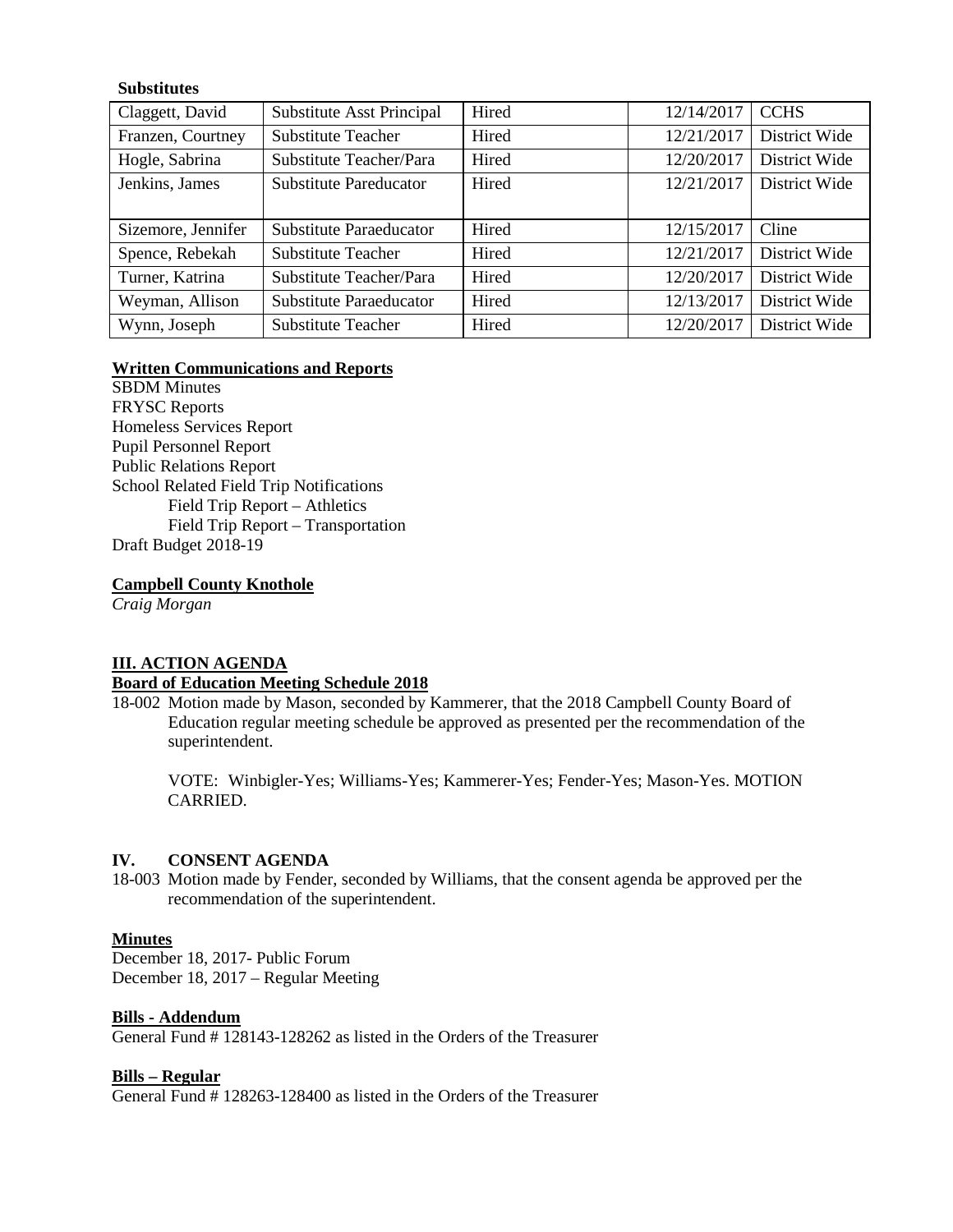**Substitutes**

| | | | | |
|---|---|---|---|---|
| Claggett, David | Substitute Asst Principal | Hired | 12/14/2017 | CCHS |
| Franzen, Courtney | Substitute Teacher | Hired | 12/21/2017 | District Wide |
| Hogle, Sabrina | Substitute Teacher/Para | Hired | 12/20/2017 | District Wide |
| Jenkins, James | Substitute Pareducator | Hired | 12/21/2017 | District Wide |
| Sizemore, Jennifer | Substitute Paraeducator | Hired | 12/15/2017 | Cline |
| Spence, Rebekah | Substitute Teacher | Hired | 12/21/2017 | District Wide |
| Turner, Katrina | Substitute Teacher/Para | Hired | 12/20/2017 | District Wide |
| Weyman, Allison | Substitute Paraeducator | Hired | 12/13/2017 | District Wide |
| Wynn, Joseph | Substitute Teacher | Hired | 12/20/2017 | District Wide |

**Written Communications and Reports**

SBDM Minutes
FRYSC Reports
Homeless Services Report
Pupil Personnel Report
Public Relations Report
School Related Field Trip Notifications
    Field Trip Report – Athletics
    Field Trip Report – Transportation
Draft Budget 2018-19

**Campbell County Knothole**

*Craig Morgan*

## III. ACTION AGENDA

**Board of Education Meeting Schedule 2018**

18-002 Motion made by Mason, seconded by Kammerer, that the 2018 Campbell County Board of Education regular meeting schedule be approved as presented per the recommendation of the superintendent.

VOTE: Winbigler-Yes; Williams-Yes; Kammerer-Yes; Fender-Yes; Mason-Yes. MOTION CARRIED.

## IV. CONSENT AGENDA

18-003 Motion made by Fender, seconded by Williams, that the consent agenda be approved per the recommendation of the superintendent.

**Minutes**

December 18, 2017- Public Forum
December 18, 2017 – Regular Meeting

**Bills - Addendum**

General Fund # 128143-128262 as listed in the Orders of the Treasurer

**Bills – Regular**

General Fund # 128263-128400 as listed in the Orders of the Treasurer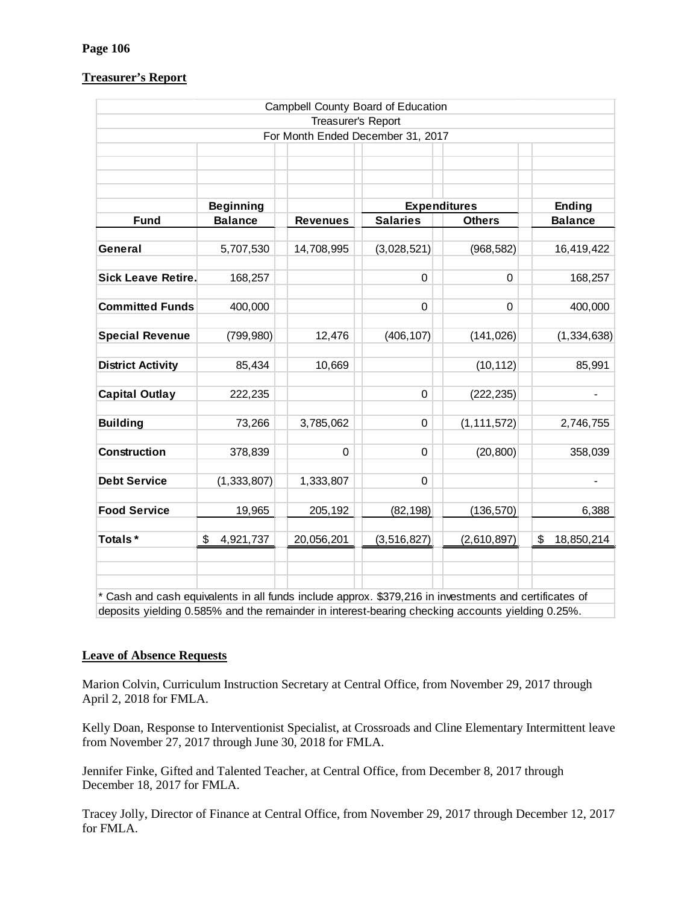**Treasurer's Report**

Campbell County Board of Education
Treasurer's Report
For Month Ended December 31, 2017

| Fund | Beginning Balance | Revenues | Expenditures Salaries | Expenditures Others | Ending Balance |
|---|---|---|---|---|---|
| General | 5,707,530 | 14,708,995 | (3,028,521) | (968,582) | 16,419,422 |
| Sick Leave Retire. | 168,257 | | 0 | 0 | 168,257 |
| Committed Funds | 400,000 | | 0 | 0 | 400,000 |
| Special Revenue | (799,980) | 12,476 | (406,107) | (141,026) | (1,334,638) |
| District Activity | 85,434 | 10,669 | | (10,112) | 85,991 |
| Capital Outlay | 222,235 | | 0 | (222,235) | - |
| Building | 73,266 | 3,785,062 | 0 | (1,111,572) | 2,746,755 |
| Construction | 378,839 | 0 | 0 | (20,800) | 358,039 |
| Debt Service | (1,333,807) | 1,333,807 | 0 | | - |
| Food Service | 19,965 | 205,192 | (82,198) | (136,570) | 6,388 |
| Totals * | $ 4,921,737 | 20,056,201 | (3,516,827) | (2,610,897) | $ 18,850,214 |

\* Cash and cash equivalents in all funds include approx. $379,216 in investments and certificates of deposits yielding 0.585% and the remainder in interest-bearing checking accounts yielding 0.25%.

**Leave of Absence Requests**

Marion Colvin, Curriculum Instruction Secretary at Central Office, from November 29, 2017 through April 2, 2018 for FMLA.

Kelly Doan, Response to Interventionist Specialist, at Crossroads and Cline Elementary Intermittent leave from November 27, 2017 through June 30, 2018 for FMLA.

Jennifer Finke, Gifted and Talented Teacher, at Central Office, from December 8, 2017 through December 18, 2017 for FMLA.

Tracey Jolly, Director of Finance at Central Office, from November 29, 2017 through December 12, 2017 for FMLA.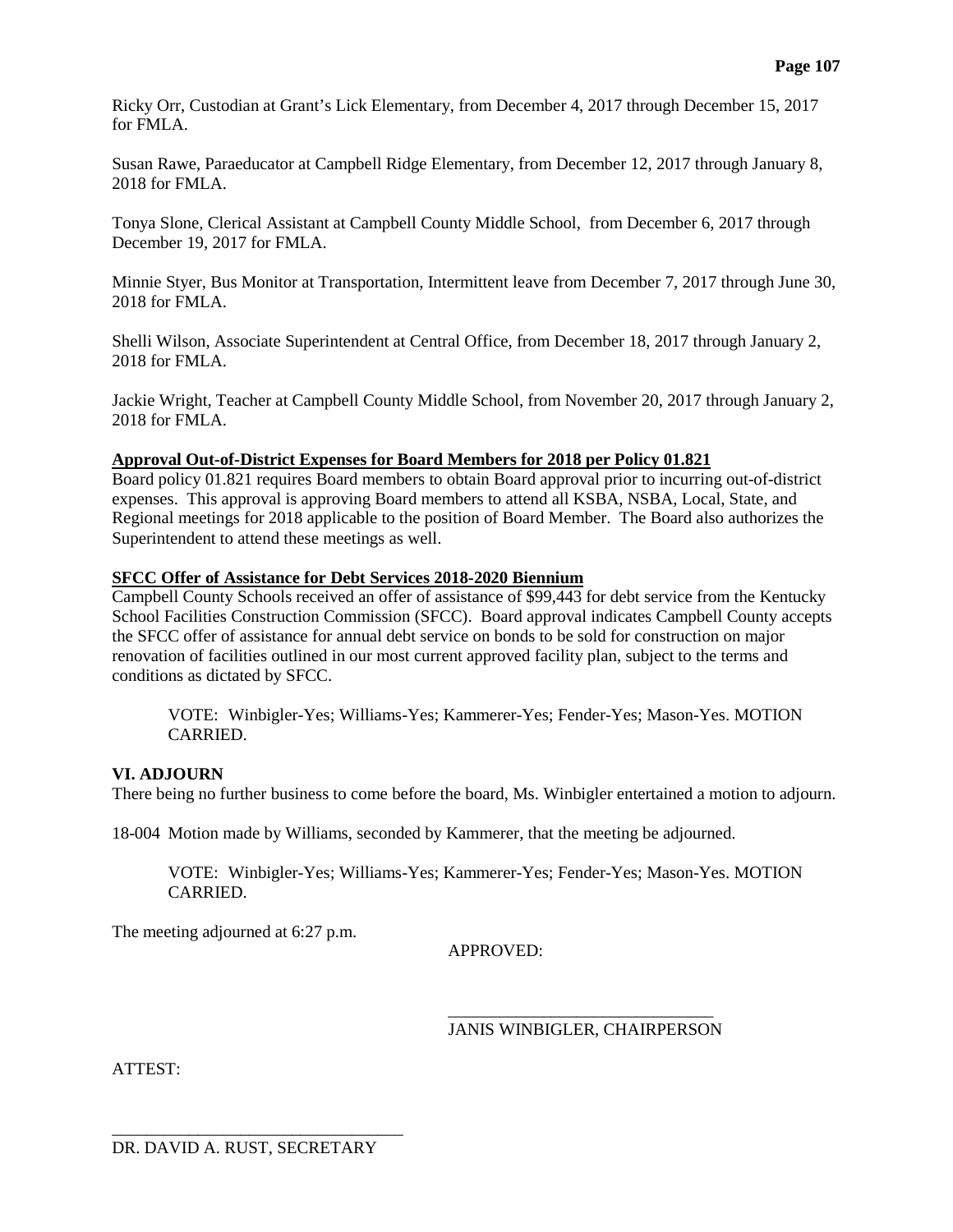Ricky Orr, Custodian at Grant's Lick Elementary, from December 4, 2017 through December 15, 2017 for FMLA.

Susan Rawe, Paraeducator at Campbell Ridge Elementary, from December 12, 2017 through January 8, 2018 for FMLA.

Tonya Slone, Clerical Assistant at Campbell County Middle School, from December 6, 2017 through December 19, 2017 for FMLA.

Minnie Styer, Bus Monitor at Transportation, Intermittent leave from December 7, 2017 through June 30, 2018 for FMLA.

Shelli Wilson, Associate Superintendent at Central Office, from December 18, 2017 through January 2, 2018 for FMLA.

Jackie Wright, Teacher at Campbell County Middle School, from November 20, 2017 through January 2, 2018 for FMLA.

**Approval Out-of-District Expenses for Board Members for 2018 per Policy 01.821**

Board policy 01.821 requires Board members to obtain Board approval prior to incurring out-of-district expenses. This approval is approving Board members to attend all KSBA, NSBA, Local, State, and Regional meetings for 2018 applicable to the position of Board Member. The Board also authorizes the Superintendent to attend these meetings as well.

**SFCC Offer of Assistance for Debt Services 2018-2020 Biennium**

Campbell County Schools received an offer of assistance of $99,443 for debt service from the Kentucky School Facilities Construction Commission (SFCC). Board approval indicates Campbell County accepts the SFCC offer of assistance for annual debt service on bonds to be sold for construction on major renovation of facilities outlined in our most current approved facility plan, subject to the terms and conditions as dictated by SFCC.

> VOTE: Winbigler-Yes; Williams-Yes; Kammerer-Yes; Fender-Yes; Mason-Yes. MOTION CARRIED.

## VI. ADJOURN

There being no further business to come before the board, Ms. Winbigler entertained a motion to adjourn.

18-004 Motion made by Williams, seconded by Kammerer, that the meeting be adjourned.

> VOTE: Winbigler-Yes; Williams-Yes; Kammerer-Yes; Fender-Yes; Mason-Yes. MOTION CARRIED.

The meeting adjourned at 6:27 p.m.

APPROVED:

\_\_\_\_\_\_\_\_\_\_\_\_\_\_\_\_\_\_\_\_\_\_\_\_\_\_\_\_\_\_\_\_

JANIS WINBIGLER, CHAIRPERSON

ATTEST:

\_\_\_\_\_\_\_\_\_\_\_\_\_\_\_\_\_\_\_\_\_\_\_\_\_\_\_\_\_\_\_\_\_\_\_

DR. DAVID A. RUST, SECRETARY